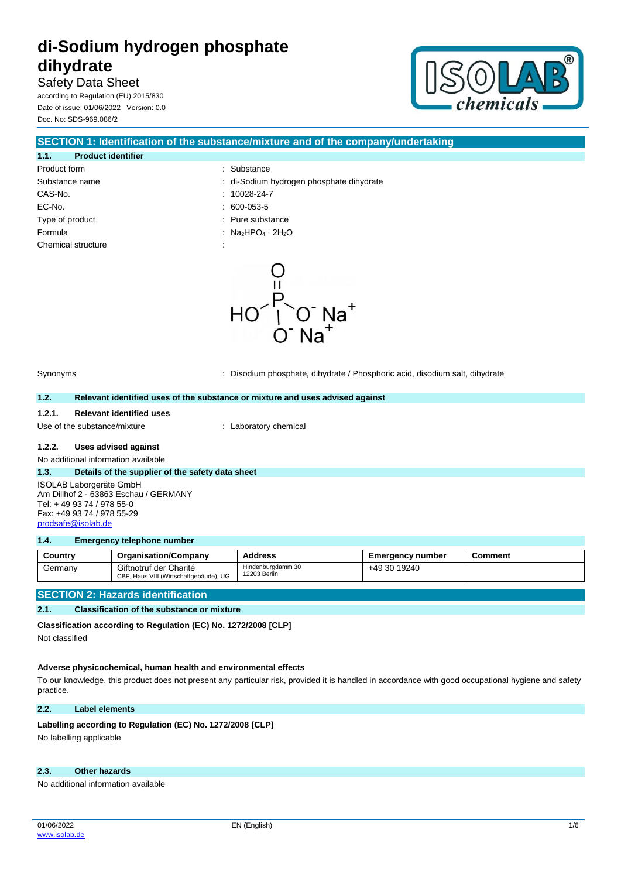# di-Sodium hydrogen phosphate dihydrate

Safety Data Sheet

according to Regulation (EU) 2015/830

Date of issue: 01/06/2022 Version: 0.0

Doc. No: SDS-969.086/2

## SECTION 1: Identification of the substance/mixture and of the company/undertaking

### 1.1. Product identifier

| | |
|---|---|
| Product form | : Substance |
| Substance name | : di-Sodium hydrogen phosphate dihydrate |
| CAS-No. | : 10028-24-7 |
| EC-No. | : 600-053-5 |
| Type of product | : Pure substance |
| Formula | : $Na_2HPO_4 \cdot 2H_2O$ |
| Chemical structure | : |

| | |
|---|---|
| Synonyms | : Disodium phosphate, dihydrate / Phosphoric acid, disodium salt, dihydrate |

### 1.2. Relevant identified uses of the substance or mixture and uses advised against

#### 1.2.1. Relevant identified uses

Use of the substance/mixture : Laboratory chemical

#### 1.2.2. Uses advised against

No additional information available

### 1.3. Details of the supplier of the safety data sheet

ISOLAB Laborgeräte GmbH
Am Dillhof 2 - 63863 Eschau / GERMANY
Tel: + 49 93 74 / 978 55-0
Fax: +49 93 74 / 978 55-29
prodsafe@isolab.de

### 1.4. Emergency telephone number

| Country | Organisation/Company | Address | Emergency number | Comment |
|---|---|---|---|---|
| Germany | Giftnotruf der Charité<br>CBF, Haus VIII (Wirtschaftgebäude), UG | Hindenburgdamm 30<br>12203 Berlin | +49 30 19240 | |

## SECTION 2: Hazards identification

### 2.1. Classification of the substance or mixture

**Classification according to Regulation (EC) No. 1272/2008 [CLP]**

Not classified

**Adverse physicochemical, human health and environmental effects**

To our knowledge, this product does not present any particular risk, provided it is handled in accordance with good occupational hygiene and safety practice.

### 2.2. Label elements

**Labelling according to Regulation (EC) No. 1272/2008 [CLP]**

No labelling applicable

### 2.3. Other hazards

No additional information available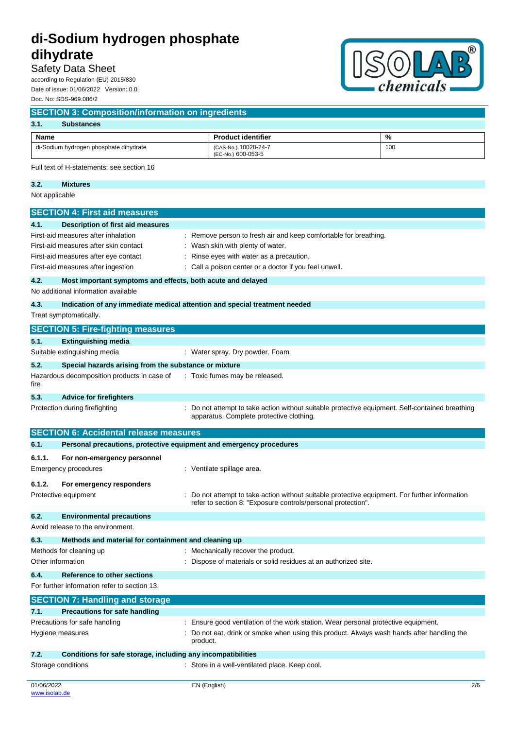## SECTION 3: Composition/information on ingredients

### 3.1. Substances

| Name | Product identifier | % |
|---|---|---|
| di-Sodium hydrogen phosphate dihydrate | (CAS-No.) 10028-24-7<br>(EC-No.) 600-053-5 | 100 |

Full text of H-statements: see section 16

### 3.2. Mixtures

Not applicable

## SECTION 4: First aid measures

### 4.1. Description of first aid measures

First-aid measures after inhalation : Remove person to fresh air and keep comfortable for breathing.

First-aid measures after skin contact : Wash skin with plenty of water.

First-aid measures after eye contact : Rinse eyes with water as a precaution.

First-aid measures after ingestion : Call a poison center or a doctor if you feel unwell.

### 4.2. Most important symptoms and effects, both acute and delayed

No additional information available

### 4.3. Indication of any immediate medical attention and special treatment needed

Treat symptomatically.

## SECTION 5: Fire-fighting measures

### 5.1. Extinguishing media

Suitable extinguishing media : Water spray. Dry powder. Foam.

### 5.2. Special hazards arising from the substance or mixture

Hazardous decomposition products in case of fire : Toxic fumes may be released.

### 5.3. Advice for firefighters

Protection during firefighting : Do not attempt to take action without suitable protective equipment. Self-contained breathing apparatus. Complete protective clothing.

## SECTION 6: Accidental release measures

### 6.1. Personal precautions, protective equipment and emergency procedures

#### 6.1.1. For non-emergency personnel

Emergency procedures : Ventilate spillage area.

#### 6.1.2. For emergency responders

Protective equipment : Do not attempt to take action without suitable protective equipment. For further information refer to section 8: "Exposure controls/personal protection".

### 6.2. Environmental precautions

Avoid release to the environment.

### 6.3. Methods and material for containment and cleaning up

Methods for cleaning up : Mechanically recover the product.

Other information : Dispose of materials or solid residues at an authorized site.

### 6.4. Reference to other sections

For further information refer to section 13.

## SECTION 7: Handling and storage

### 7.1. Precautions for safe handling

Precautions for safe handling : Ensure good ventilation of the work station. Wear personal protective equipment.

Hygiene measures : Do not eat, drink or smoke when using this product. Always wash hands after handling the product.

### 7.2. Conditions for safe storage, including any incompatibilities

Storage conditions : Store in a well-ventilated place. Keep cool.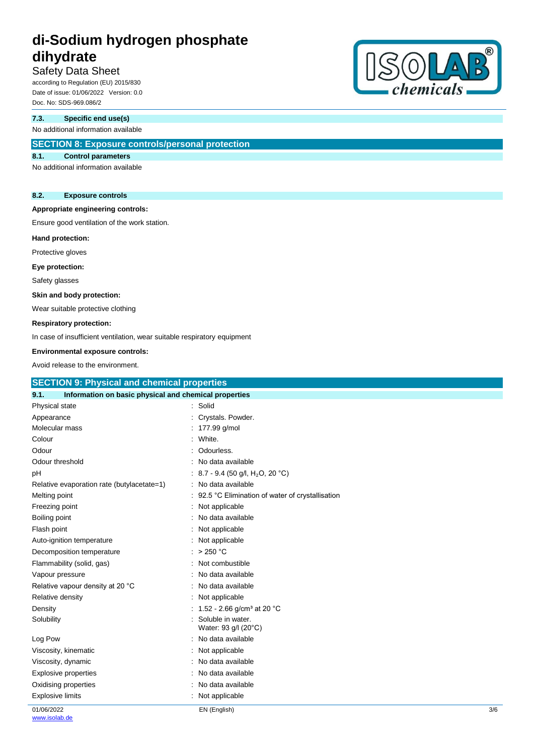### 7.3. Specific end use(s)

No additional information available

## SECTION 8: Exposure controls/personal protection

### 8.1. Control parameters

No additional information available

### 8.2. Exposure controls

**Appropriate engineering controls:**

Ensure good ventilation of the work station.

**Hand protection:**

Protective gloves

**Eye protection:**

Safety glasses

**Skin and body protection:**

Wear suitable protective clothing

**Respiratory protection:**

In case of insufficient ventilation, wear suitable respiratory equipment

**Environmental exposure controls:**

Avoid release to the environment.

## SECTION 9: Physical and chemical properties

### 9.1. Information on basic physical and chemical properties

| Property | Value |
|---|---|
| Physical state | Solid |
| Appearance | Crystals. Powder. |
| Molecular mass | 177.99 g/mol |
| Colour | White. |
| Odour | Odourless. |
| Odour threshold | No data available |
| pH | 8.7 - 9.4 (50 g/l, $H_2O$, 20 °C) |
| Relative evaporation rate (butylacetate=1) | No data available |
| Melting point | 92.5 °C Elimination of water of crystallisation |
| Freezing point | Not applicable |
| Boiling point | No data available |
| Flash point | Not applicable |
| Auto-ignition temperature | Not applicable |
| Decomposition temperature | > 250 °C |
| Flammability (solid, gas) | Not combustible |
| Vapour pressure | No data available |
| Relative vapour density at 20 °C | No data available |
| Relative density | Not applicable |
| Density | 1.52 - 2.66 g/cm³ at 20 °C |
| Solubility | Soluble in water. Water: 93 g/l (20°C) |
| Log Pow | No data available |
| Viscosity, kinematic | Not applicable |
| Viscosity, dynamic | No data available |
| Explosive properties | No data available |
| Oxidising properties | No data available |
| Explosive limits | Not applicable |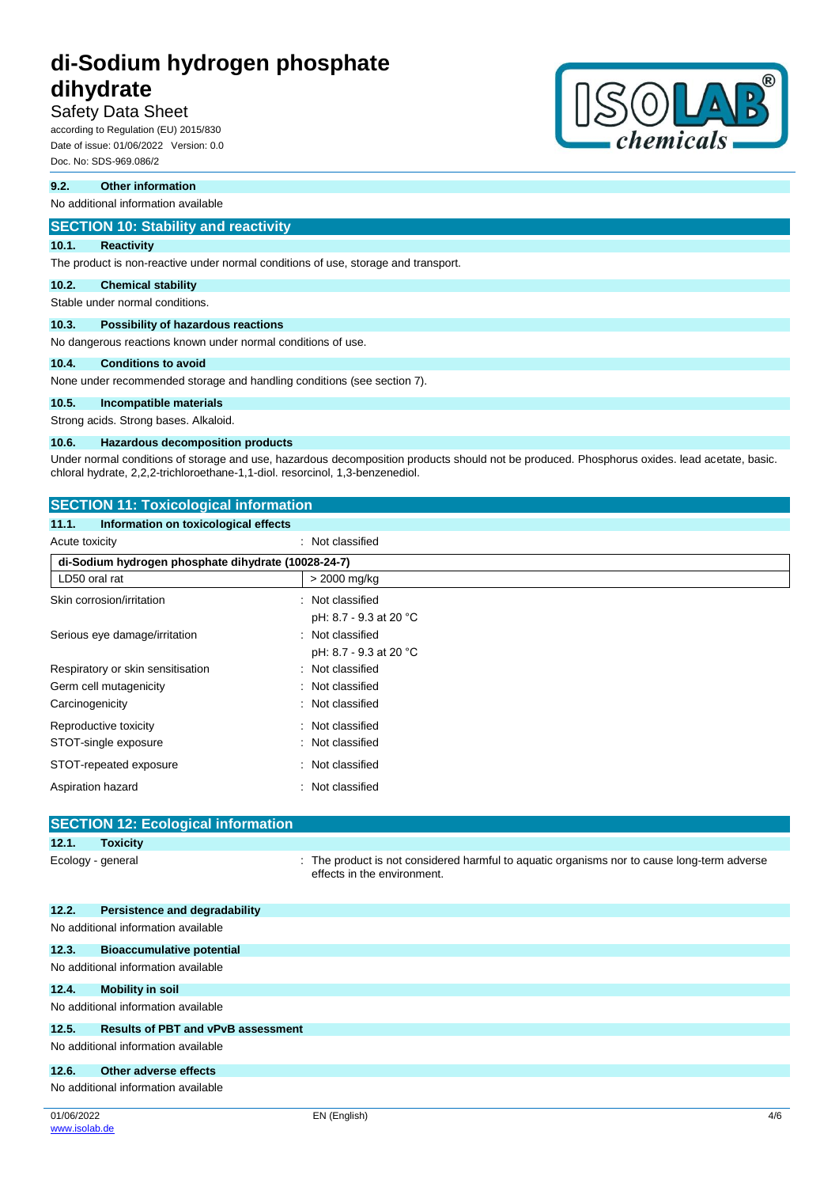### 9.2. Other information

No additional information available

## SECTION 10: Stability and reactivity

### 10.1. Reactivity

The product is non-reactive under normal conditions of use, storage and transport.

### 10.2. Chemical stability

Stable under normal conditions.

### 10.3. Possibility of hazardous reactions

No dangerous reactions known under normal conditions of use.

### 10.4. Conditions to avoid

None under recommended storage and handling conditions (see section 7).

### 10.5. Incompatible materials

Strong acids. Strong bases. Alkaloid.

### 10.6. Hazardous decomposition products

Under normal conditions of storage and use, hazardous decomposition products should not be produced. Phosphorus oxides. lead acetate, basic. chloral hydrate, 2,2,2-trichloroethane-1,1-diol. resorcinol, 1,3-benzenediol.

## SECTION 11: Toxicological information

### 11.1. Information on toxicological effects

Acute toxicity : Not classified

| di-Sodium hydrogen phosphate dihydrate (10028-24-7) | |
|---|---|
| LD50 oral rat | > 2000 mg/kg |

Skin corrosion/irritation : Not classified
pH: 8.7 - 9.3 at 20 °C

Serious eye damage/irritation : Not classified
pH: 8.7 - 9.3 at 20 °C

Respiratory or skin sensitisation : Not classified

Germ cell mutagenicity : Not classified

Carcinogenicity : Not classified

Reproductive toxicity : Not classified

STOT-single exposure : Not classified

STOT-repeated exposure : Not classified

Aspiration hazard : Not classified

## SECTION 12: Ecological information

### 12.1. Toxicity

Ecology - general : The product is not considered harmful to aquatic organisms nor to cause long-term adverse effects in the environment.

### 12.2. Persistence and degradability

No additional information available

### 12.3. Bioaccumulative potential

No additional information available

### 12.4. Mobility in soil

No additional information available

### 12.5. Results of PBT and vPvB assessment

No additional information available

### 12.6. Other adverse effects

No additional information available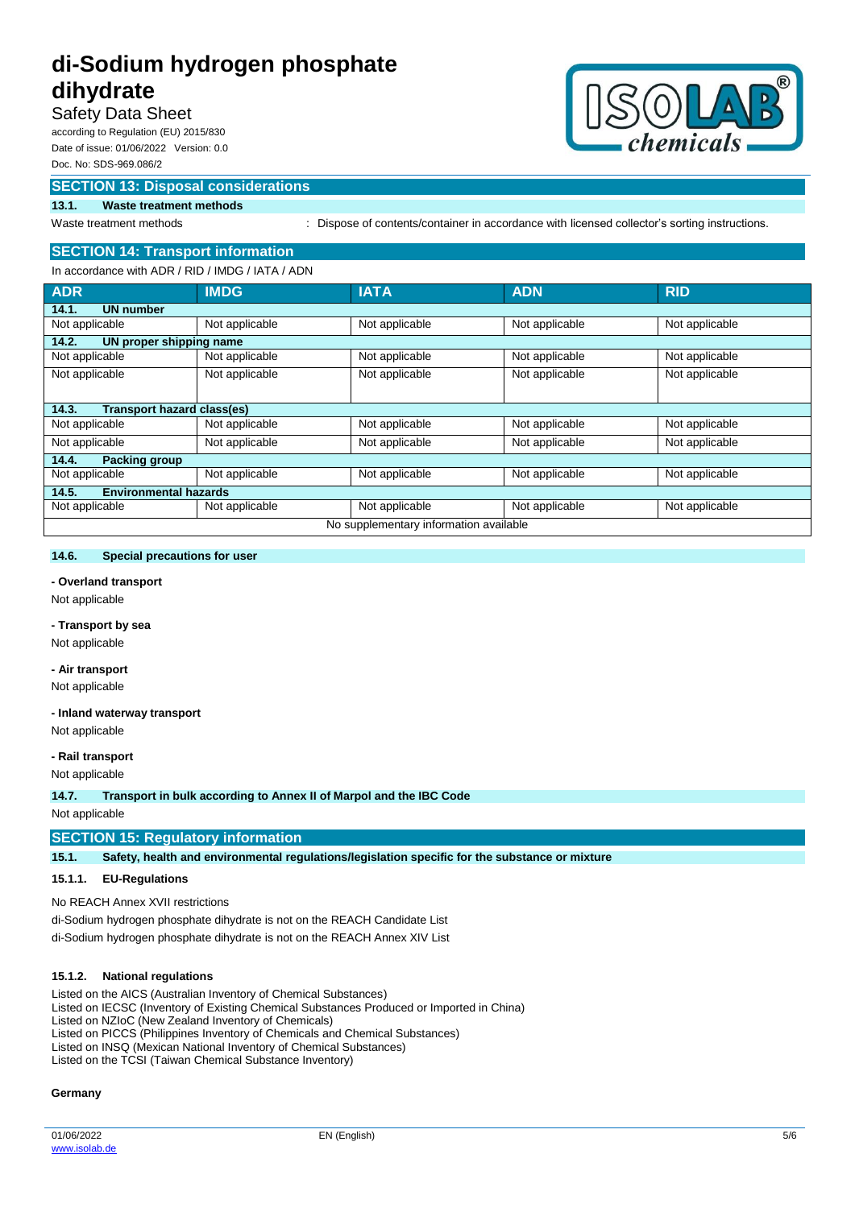## SECTION 13: Disposal considerations

### 13.1. Waste treatment methods

Waste treatment methods : Dispose of contents/container in accordance with licensed collector's sorting instructions.

## SECTION 14: Transport information

In accordance with ADR / RID / IMDG / IATA / ADN

| ADR | IMDG | IATA | ADN | RID |
|---|---|---|---|---|
| **14.1. UN number** | | | | |
| Not applicable | Not applicable | Not applicable | Not applicable | Not applicable |
| **14.2. UN proper shipping name** | | | | |
| Not applicable | Not applicable | Not applicable | Not applicable | Not applicable |
| Not applicable | Not applicable | Not applicable | Not applicable | Not applicable |
| **14.3. Transport hazard class(es)** | | | | |
| Not applicable | Not applicable | Not applicable | Not applicable | Not applicable |
| Not applicable | Not applicable | Not applicable | Not applicable | Not applicable |
| **14.4. Packing group** | | | | |
| Not applicable | Not applicable | Not applicable | Not applicable | Not applicable |
| **14.5. Environmental hazards** | | | | |
| Not applicable | Not applicable | Not applicable | Not applicable | Not applicable |
| No supplementary information available | | | | |

### 14.6. Special precautions for user

**- Overland transport**

Not applicable

**- Transport by sea**

Not applicable

**- Air transport**

Not applicable

**- Inland waterway transport**

Not applicable

**- Rail transport**

Not applicable

### 14.7. Transport in bulk according to Annex II of Marpol and the IBC Code

Not applicable

## SECTION 15: Regulatory information

### 15.1. Safety, health and environmental regulations/legislation specific for the substance or mixture

#### 15.1.1. EU-Regulations

No REACH Annex XVII restrictions

di-Sodium hydrogen phosphate dihydrate is not on the REACH Candidate List

di-Sodium hydrogen phosphate dihydrate is not on the REACH Annex XIV List

#### 15.1.2. National regulations

Listed on the AICS (Australian Inventory of Chemical Substances)
Listed on IECSC (Inventory of Existing Chemical Substances Produced or Imported in China)
Listed on NZIoC (New Zealand Inventory of Chemicals)
Listed on PICCS (Philippines Inventory of Chemicals and Chemical Substances)
Listed on INSQ (Mexican National Inventory of Chemical Substances)
Listed on the TCSI (Taiwan Chemical Substance Inventory)

**Germany**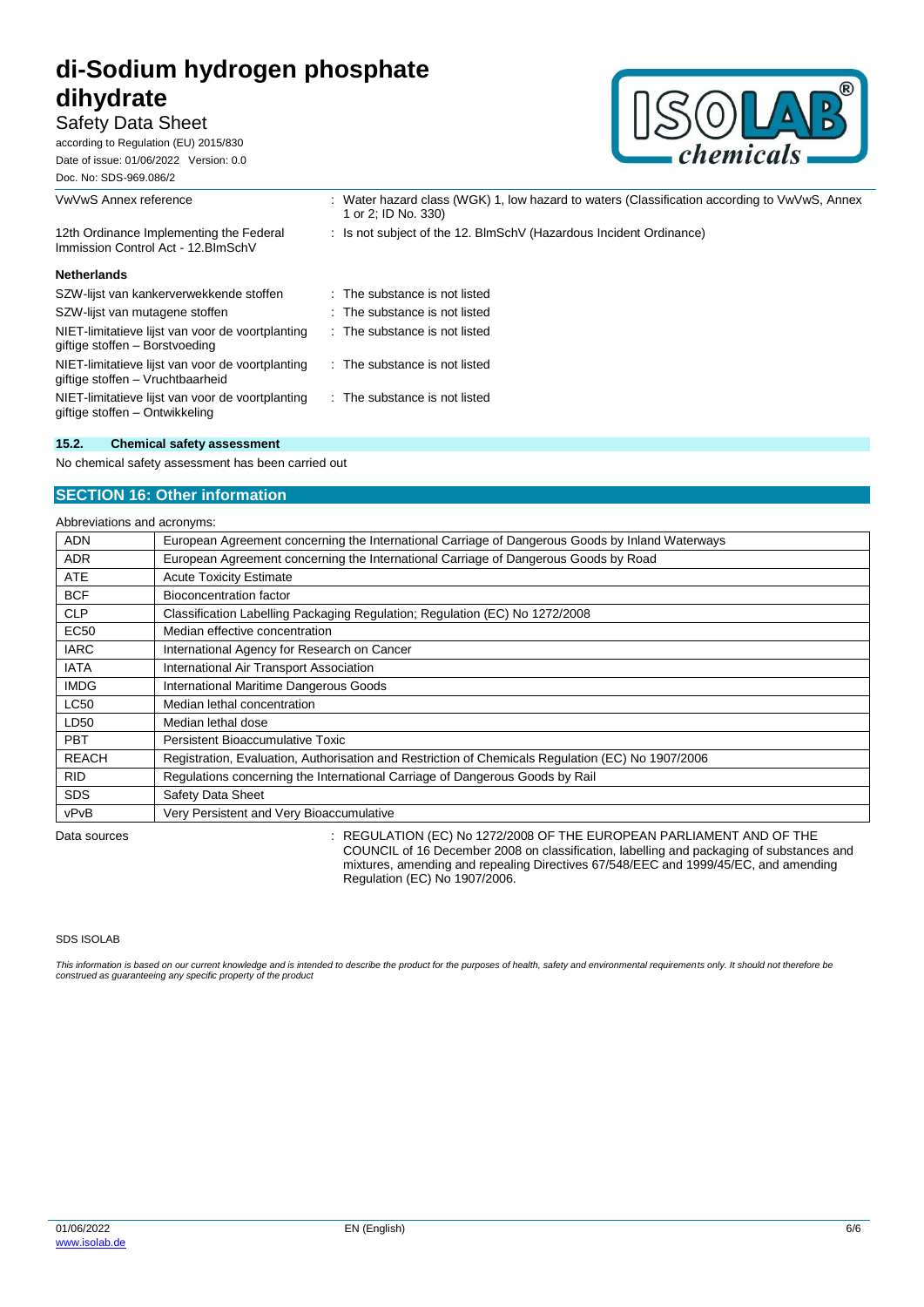| | |
|---|---|
| VwVwS Annex reference | : Water hazard class (WGK) 1, low hazard to waters (Classification according to VwVwS, Annex 1 or 2; ID No. 330) |
| 12th Ordinance Implementing the Federal Immission Control Act - 12.BImSchV | : Is not subject of the 12. BlmSchV (Hazardous Incident Ordinance) |

**Netherlands**

| | |
|---|---|
| SZW-lijst van kankerverwekkende stoffen | : The substance is not listed |
| SZW-lijst van mutagene stoffen | : The substance is not listed |
| NIET-limitatieve lijst van voor de voortplanting giftige stoffen – Borstvoeding | : The substance is not listed |
| NIET-limitatieve lijst van voor de voortplanting giftige stoffen – Vruchtbaarheid | : The substance is not listed |
| NIET-limitatieve lijst van voor de voortplanting giftige stoffen – Ontwikkeling | : The substance is not listed |

### 15.2. Chemical safety assessment

No chemical safety assessment has been carried out

## SECTION 16: Other information

Abbreviations and acronyms:

| | |
|---|---|
| ADN | European Agreement concerning the International Carriage of Dangerous Goods by Inland Waterways |
| ADR | European Agreement concerning the International Carriage of Dangerous Goods by Road |
| ATE | Acute Toxicity Estimate |
| BCF | Bioconcentration factor |
| CLP | Classification Labelling Packaging Regulation; Regulation (EC) No 1272/2008 |
| EC50 | Median effective concentration |
| IARC | International Agency for Research on Cancer |
| IATA | International Air Transport Association |
| IMDG | International Maritime Dangerous Goods |
| LC50 | Median lethal concentration |
| LD50 | Median lethal dose |
| PBT | Persistent Bioaccumulative Toxic |
| REACH | Registration, Evaluation, Authorisation and Restriction of Chemicals Regulation (EC) No 1907/2006 |
| RID | Regulations concerning the International Carriage of Dangerous Goods by Rail |
| SDS | Safety Data Sheet |
| vPvB | Very Persistent and Very Bioaccumulative |

Data sources : REGULATION (EC) No 1272/2008 OF THE EUROPEAN PARLIAMENT AND OF THE COUNCIL of 16 December 2008 on classification, labelling and packaging of substances and mixtures, amending and repealing Directives 67/548/EEC and 1999/45/EC, and amending Regulation (EC) No 1907/2006.

SDS ISOLAB

*This information is based on our current knowledge and is intended to describe the product for the purposes of health, safety and environmental requirements only. It should not therefore be construed as guaranteeing any specific property of the product*